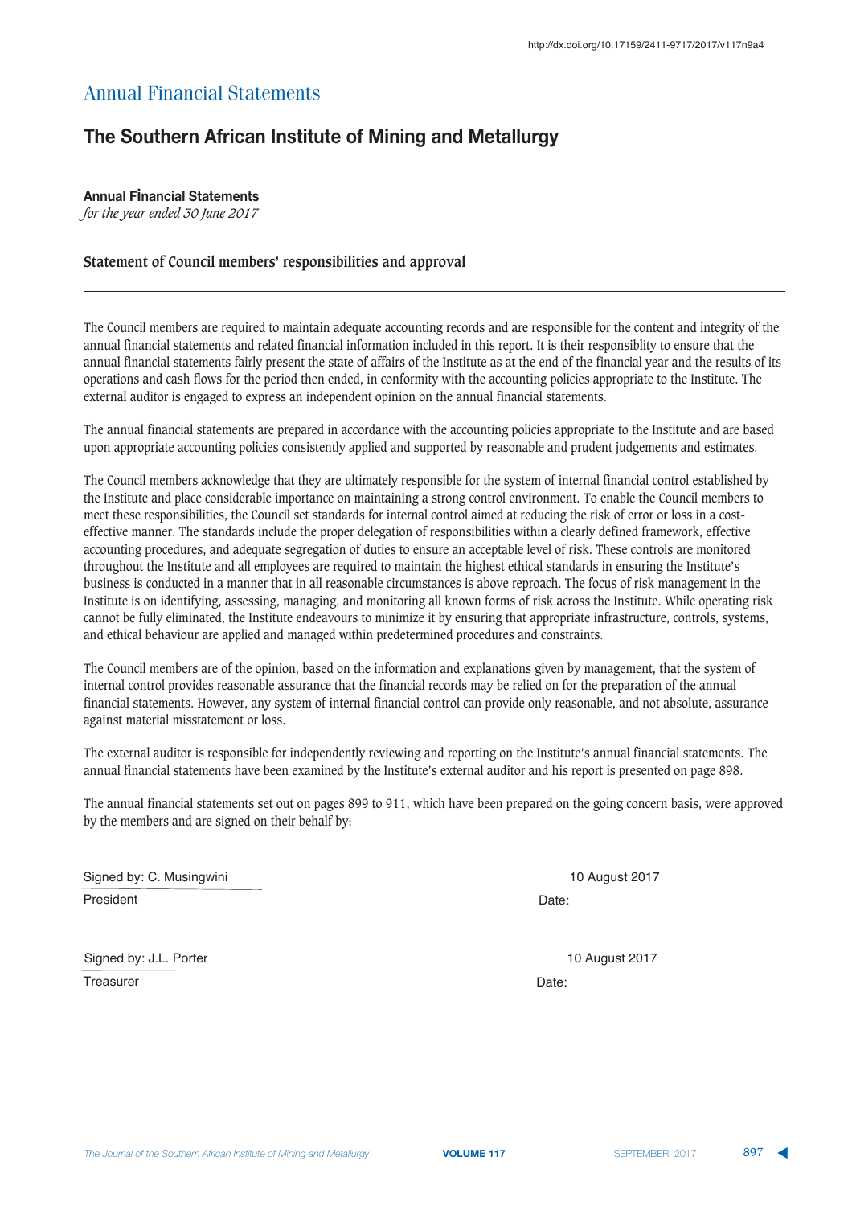# Annual Financial Statements

## The Southern African Institute of Mining and Metallurgy

**Annual Financial Statements**
*for the year ended 30 June 2017*

### Statement of Council members' responsibilities and approval

The Council members are required to maintain adequate accounting records and are responsible for the content and integrity of the annual financial statements and related financial information included in this report. It is their responsiblity to ensure that the annual financial statements fairly present the state of affairs of the Institute as at the end of the financial year and the results of its operations and cash flows for the period then ended, in conformity with the accounting policies appropriate to the Institute. The external auditor is engaged to express an independent opinion on the annual financial statements.

The annual financial statements are prepared in accordance with the accounting policies appropriate to the Institute and are based upon appropriate accounting policies consistently applied and supported by reasonable and prudent judgements and estimates.

The Council members acknowledge that they are ultimately responsible for the system of internal financial control established by the Institute and place considerable importance on maintaining a strong control environment. To enable the Council members to meet these responsibilities, the Council set standards for internal control aimed at reducing the risk of error or loss in a cost-effective manner. The standards include the proper delegation of responsibilities within a clearly defined framework, effective accounting procedures, and adequate segregation of duties to ensure an acceptable level of risk. These controls are monitored throughout the Institute and all employees are required to maintain the highest ethical standards in ensuring the Institute's business is conducted in a manner that in all reasonable circumstances is above reproach. The focus of risk management in the Institute is on identifying, assessing, managing, and monitoring all known forms of risk across the Institute. While operating risk cannot be fully eliminated, the Institute endeavours to minimize it by ensuring that appropriate infrastructure, controls, systems, and ethical behaviour are applied and managed within predetermined procedures and constraints.

The Council members are of the opinion, based on the information and explanations given by management, that the system of internal control provides reasonable assurance that the financial records may be relied on for the preparation of the annual financial statements. However, any system of internal financial control can provide only reasonable, and not absolute, assurance against material misstatement or loss.

The external auditor is responsible for independently reviewing and reporting on the Institute's annual financial statements. The annual financial statements have been examined by the Institute's external auditor and his report is presented on page 898.

The annual financial statements set out on pages 899 to 911, which have been prepared on the going concern basis, were approved by the members and are signed on their behalf by:

Signed by: C. Musingwini
President

Date: 10 August 2017

Signed by: J.L. Porter
Treasurer

Date: 10 August 2017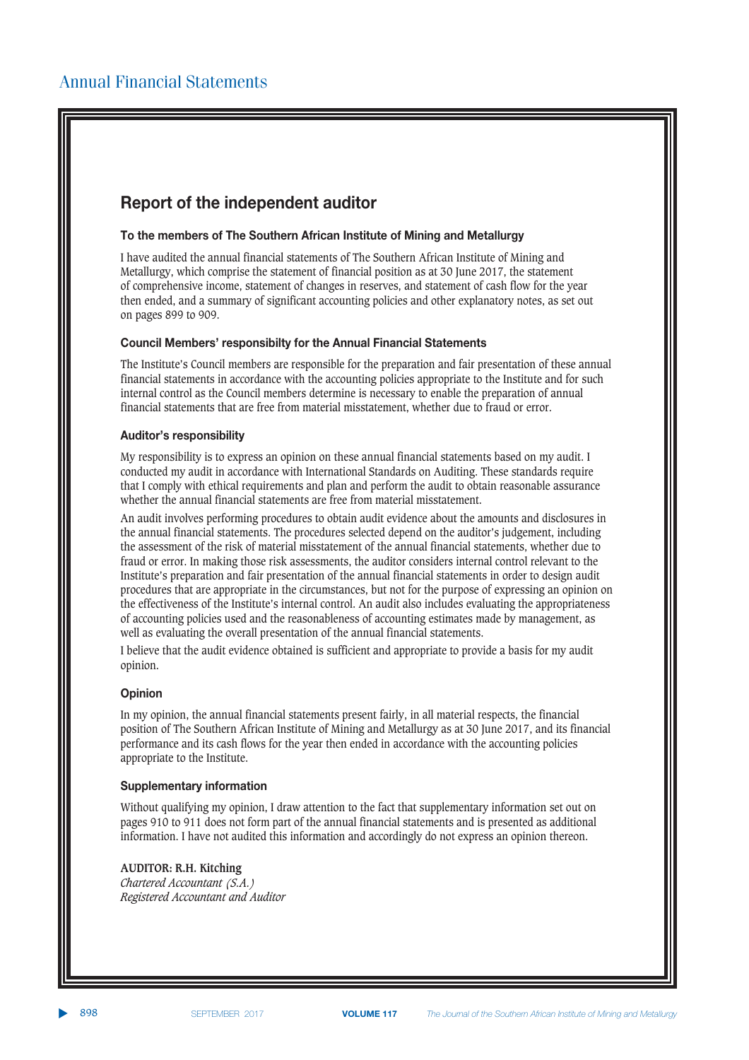# Annual Financial Statements

## Report of the independent auditor

### To the members of The Southern African Institute of Mining and Metallurgy

I have audited the annual financial statements of The Southern African Institute of Mining and Metallurgy, which comprise the statement of financial position as at 30 June 2017, the statement of comprehensive income, statement of changes in reserves, and statement of cash flow for the year then ended, and a summary of significant accounting policies and other explanatory notes, as set out on pages 899 to 909.

### Council Members' responsibilty for the Annual Financial Statements

The Institute's Council members are responsible for the preparation and fair presentation of these annual financial statements in accordance with the accounting policies appropriate to the Institute and for such internal control as the Council members determine is necessary to enable the preparation of annual financial statements that are free from material misstatement, whether due to fraud or error.

### Auditor's responsibility

My responsibility is to express an opinion on these annual financial statements based on my audit. I conducted my audit in accordance with International Standards on Auditing. These standards require that I comply with ethical requirements and plan and perform the audit to obtain reasonable assurance whether the annual financial statements are free from material misstatement.

An audit involves performing procedures to obtain audit evidence about the amounts and disclosures in the annual financial statements. The procedures selected depend on the auditor's judgement, including the assessment of the risk of material misstatement of the annual financial statements, whether due to fraud or error. In making those risk assessments, the auditor considers internal control relevant to the Institute's preparation and fair presentation of the annual financial statements in order to design audit procedures that are appropriate in the circumstances, but not for the purpose of expressing an opinion on the effectiveness of the Institute's internal control. An audit also includes evaluating the appropriateness of accounting policies used and the reasonableness of accounting estimates made by management, as well as evaluating the overall presentation of the annual financial statements.

I believe that the audit evidence obtained is sufficient and appropriate to provide a basis for my audit opinion.

### Opinion

In my opinion, the annual financial statements present fairly, in all material respects, the financial position of The Southern African Institute of Mining and Metallurgy as at 30 June 2017, and its financial performance and its cash flows for the year then ended in accordance with the accounting policies appropriate to the Institute.

### Supplementary information

Without qualifying my opinion, I draw attention to the fact that supplementary information set out on pages 910 to 911 does not form part of the annual financial statements and is presented as additional information. I have not audited this information and accordingly do not express an opinion thereon.

**AUDITOR: R.H. Kitching**
*Chartered Accountant (S.A.)*
*Registered Accountant and Auditor*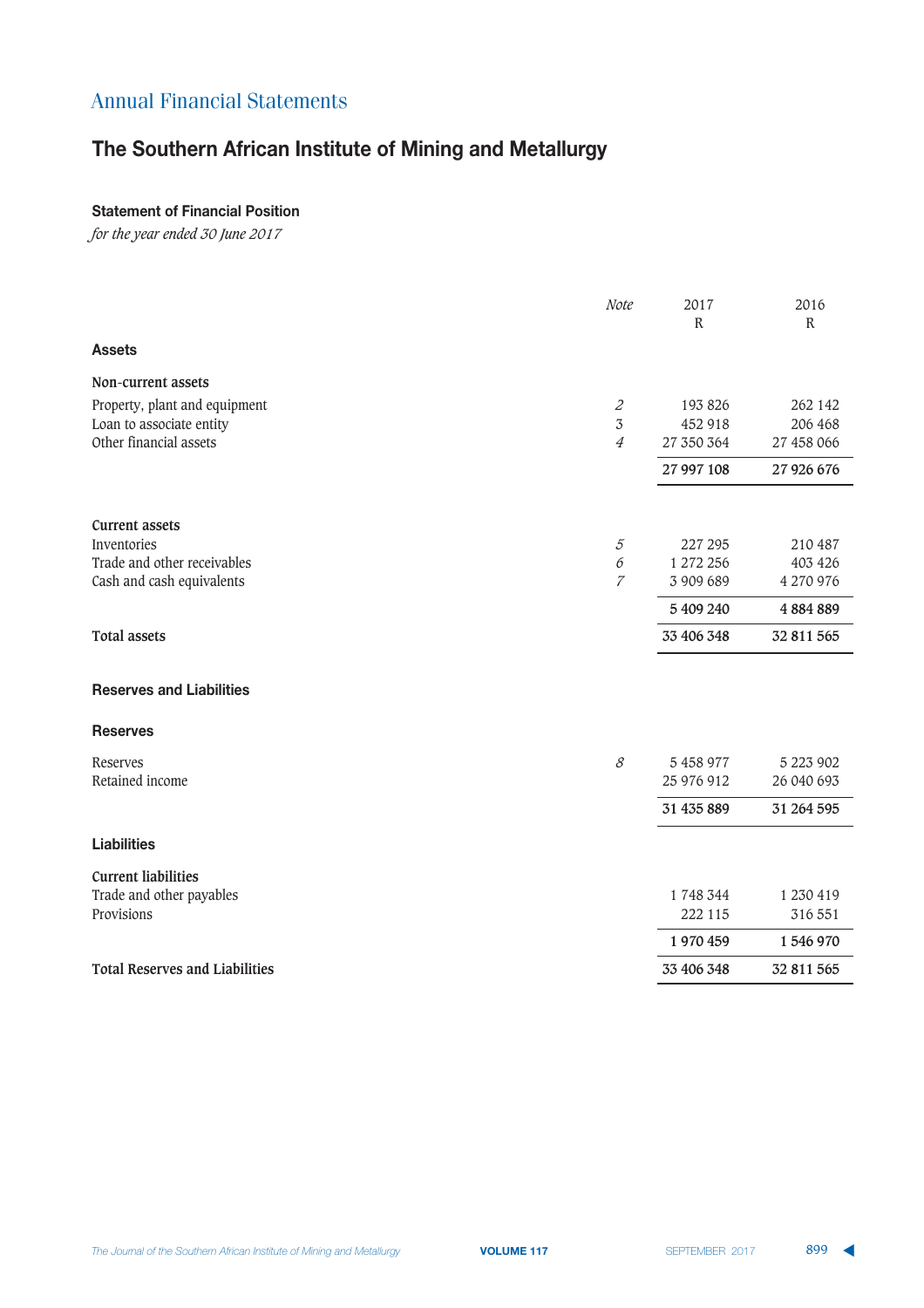## Annual Financial Statements

# The Southern African Institute of Mining and Metallurgy

### Statement of Financial Position

*for the year ended 30 June 2017*

| | *Note* | 2017<br>R | 2016<br>R |
|---|---|---|---|
| **Assets** | | | |
| **Non-current assets** | | | |
| Property, plant and equipment | *2* | 193 826 | 262 142 |
| Loan to associate entity | *3* | 452 918 | 206 468 |
| Other financial assets | *4* | 27 350 364 | 27 458 066 |
| | | **27 997 108** | **27 926 676** |
| **Current assets** | | | |
| Inventories | *5* | 227 295 | 210 487 |
| Trade and other receivables | *6* | 1 272 256 | 403 426 |
| Cash and cash equivalents | *7* | 3 909 689 | 4 270 976 |
| | | **5 409 240** | **4 884 889** |
| **Total assets** | | **33 406 348** | **32 811 565** |
| **Reserves and Liabilities** | | | |
| **Reserves** | | | |
| Reserves | *8* | 5 458 977 | 5 223 902 |
| Retained income | | 25 976 912 | 26 040 693 |
| | | **31 435 889** | **31 264 595** |
| **Liabilities** | | | |
| **Current liabilities** | | | |
| Trade and other payables | | 1 748 344 | 1 230 419 |
| Provisions | | 222 115 | 316 551 |
| | | **1 970 459** | **1 546 970** |
| **Total Reserves and Liabilities** | | **33 406 348** | **32 811 565** |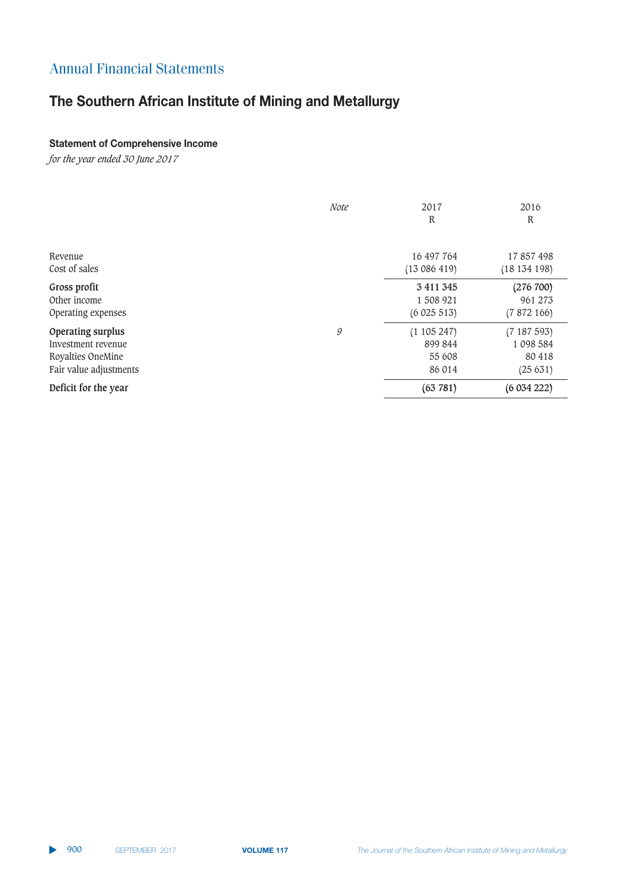## Annual Financial Statements

# The Southern African Institute of Mining and Metallurgy

### Statement of Comprehensive Income

*for the year ended 30 June 2017*

| | *Note* | 2017 R | 2016 R |
|---|---|---|---|
| Revenue | | 16 497 764 | 17 857 498 |
| Cost of sales | | (13 086 419) | (18 134 198) |
| **Gross profit** | | **3 411 345** | **(276 700)** |
| Other income | | 1 508 921 | 961 273 |
| Operating expenses | | (6 025 513) | (7 872 166) |
| **Operating surplus** | *9* | (1 105 247) | (7 187 593) |
| Investment revenue | | 899 844 | 1 098 584 |
| Royalties OneMine | | 55 608 | 80 418 |
| Fair value adjustments | | 86 014 | (25 631) |
| **Deficit for the year** | | **(63 781)** | **(6 034 222)** |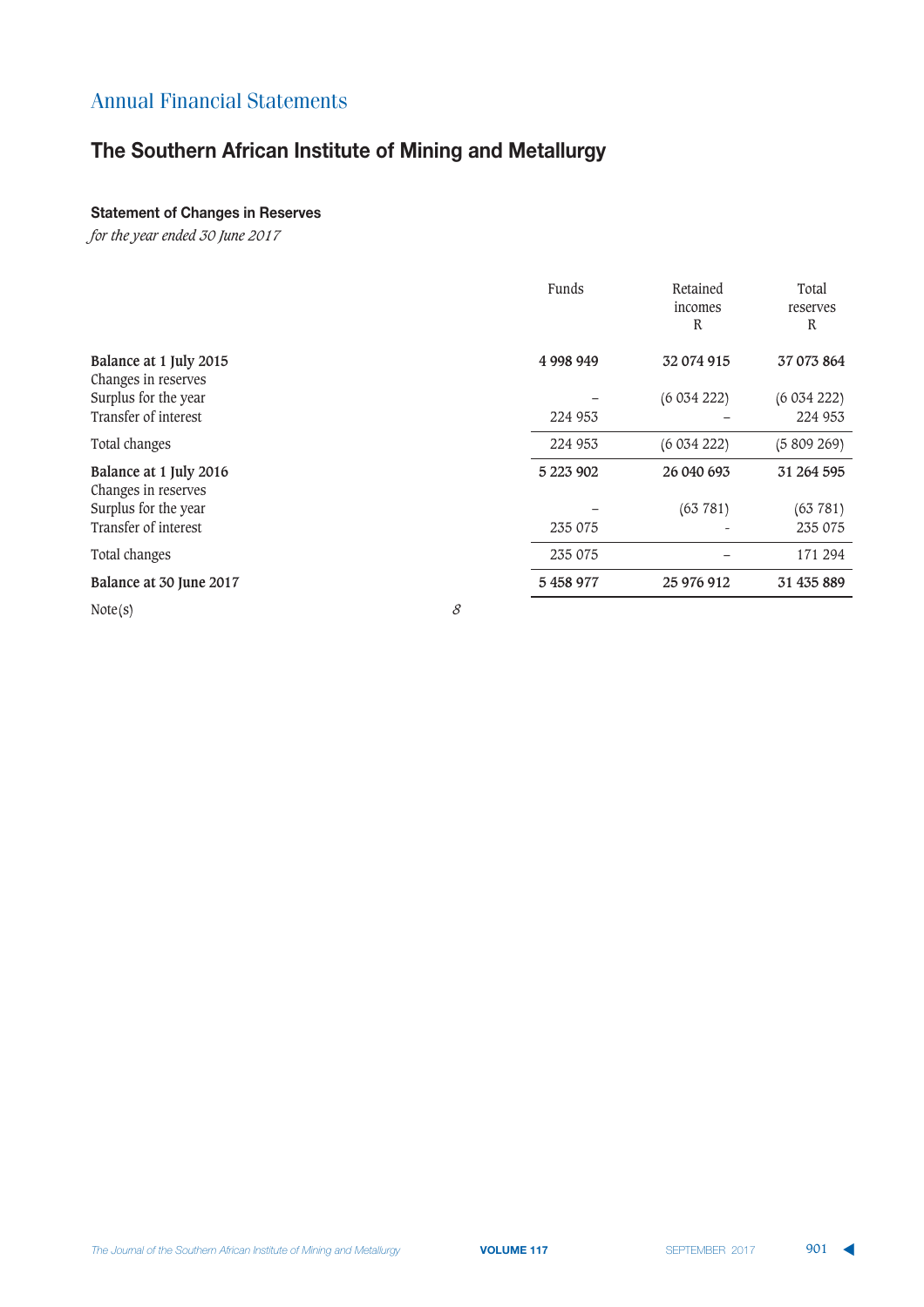## Annual Financial Statements

# The Southern African Institute of Mining and Metallurgy

### Statement of Changes in Reserves

*for the year ended 30 June 2017*

| | | Funds | Retained incomes R | Total reserves R |
|---|---|---|---|---|
| **Balance at 1 July 2015** | | **4 998 949** | **32 074 915** | **37 073 864** |
| Changes in reserves | | | | |
| Surplus for the year | | – | (6 034 222) | (6 034 222) |
| Transfer of interest | | 224 953 | – | 224 953 |
| Total changes | | 224 953 | (6 034 222) | (5 809 269) |
| **Balance at 1 July 2016** | | **5 223 902** | **26 040 693** | **31 264 595** |
| Changes in reserves | | | | |
| Surplus for the year | | – | (63 781) | (63 781) |
| Transfer of interest | | 235 075 | - | 235 075 |
| Total changes | | 235 075 | – | 171 294 |
| **Balance at 30 June 2017** | | **5 458 977** | **25 976 912** | **31 435 889** |
| Note(s) | *8* | | | |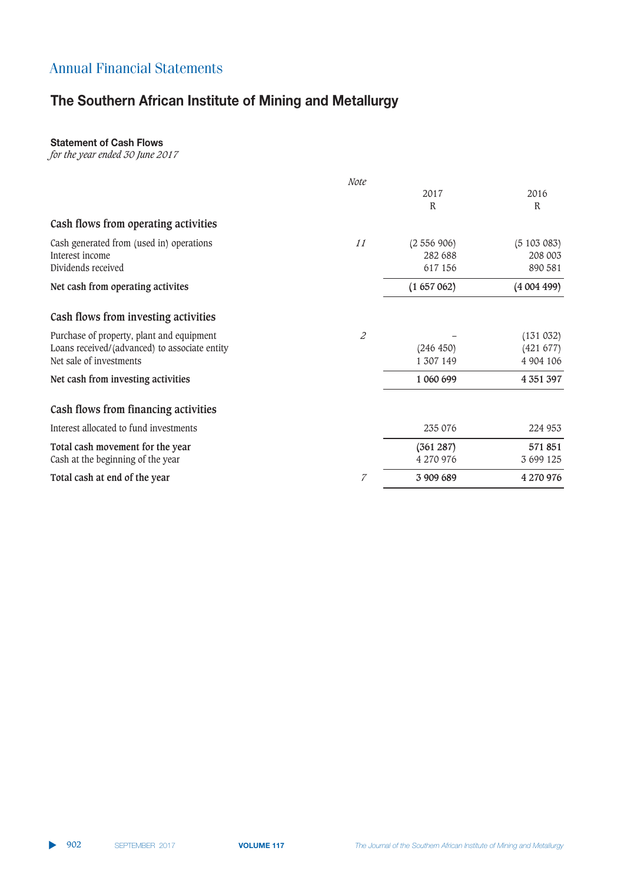## Annual Financial Statements

# The Southern African Institute of Mining and Metallurgy

**Statement of Cash Flows**
*for the year ended 30 June 2017*

| | *Note* | 2017 R | 2016 R |
|---|---|---|---|
| **Cash flows from operating activities** | | | |
| Cash generated from (used in) operations | *11* | (2 556 906) | (5 103 083) |
| Interest income | | 282 688 | 208 003 |
| Dividends received | | 617 156 | 890 581 |
| **Net cash from operating activites** | | **(1 657 062)** | **(4 004 499)** |
| **Cash flows from investing activities** | | | |
| Purchase of property, plant and equipment | *2* | – | (131 032) |
| Loans received/(advanced) to associate entity | | (246 450) | (421 677) |
| Net sale of investments | | 1 307 149 | 4 904 106 |
| **Net cash from investing activities** | | **1 060 699** | **4 351 397** |
| **Cash flows from financing activities** | | | |
| Interest allocated to fund investments | | 235 076 | 224 953 |
| **Total cash movement for the year** | | **(361 287)** | **571 851** |
| Cash at the beginning of the year | | 4 270 976 | 3 699 125 |
| **Total cash at end of the year** | *7* | **3 909 689** | **4 270 976** |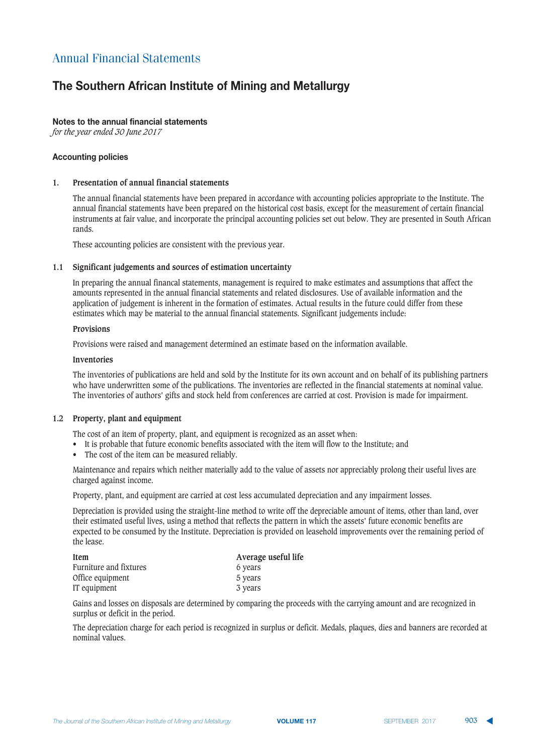# Annual Financial Statements

## The Southern African Institute of Mining and Metallurgy

**Notes to the annual financial statements**
*for the year ended 30 June 2017*

### Accounting policies

**1. Presentation of annual financial statements**

The annual financial statements have been prepared in accordance with accounting policies appropriate to the Institute. The annual financial statements have been prepared on the historical cost basis, except for the measurement of certain financial instruments at fair value, and incorporate the principal accounting policies set out below. They are presented in South African rands.

These accounting policies are consistent with the previous year.

**1.1 Significant judgements and sources of estimation uncertainty**

In preparing the annual financal statements, management is required to make estimates and assumptions that affect the amounts represented in the annual financial statements and related disclosures. Use of available information and the application of judgement is inherent in the formation of estimates. Actual results in the future could differ from these estimates which may be material to the annual financial statements. Significant judgements include:

**Provisions**

Provisions were raised and management determined an estimate based on the information available.

**Inventories**

The inventories of publications are held and sold by the Institute for its own account and on behalf of its publishing partners who have underwritten some of the publications. The inventories are reflected in the financial statements at nominal value. The inventories of authors' gifts and stock held from conferences are carried at cost. Provision is made for impairment.

**1.2 Property, plant and equipment**

The cost of an item of property, plant, and equipment is recognized as an asset when:

- It is probable that future economic benefits associated with the item will flow to the Institute; and
- The cost of the item can be measured reliably.

Maintenance and repairs which neither materially add to the value of assets nor appreciably prolong their useful lives are charged against income.

Property, plant, and equipment are carried at cost less accumulated depreciation and any impairment losses.

Depreciation is provided using the straight-line method to write off the depreciable amount of items, other than land, over their estimated useful lives, using a method that reflects the pattern in which the assets' future economic benefits are expected to be consumed by the Institute. Depreciation is provided on leasehold improvements over the remaining period of the lease.

| Item | Average useful life |
|---|---|
| Furniture and fixtures | 6 years |
| Office equipment | 5 years |
| IT equipment | 3 years |

Gains and losses on disposals are determined by comparing the proceeds with the carrying amount and are recognized in surplus or deficit in the period.

The depreciation charge for each period is recognized in surplus or deficit. Medals, plaques, dies and banners are recorded at nominal values.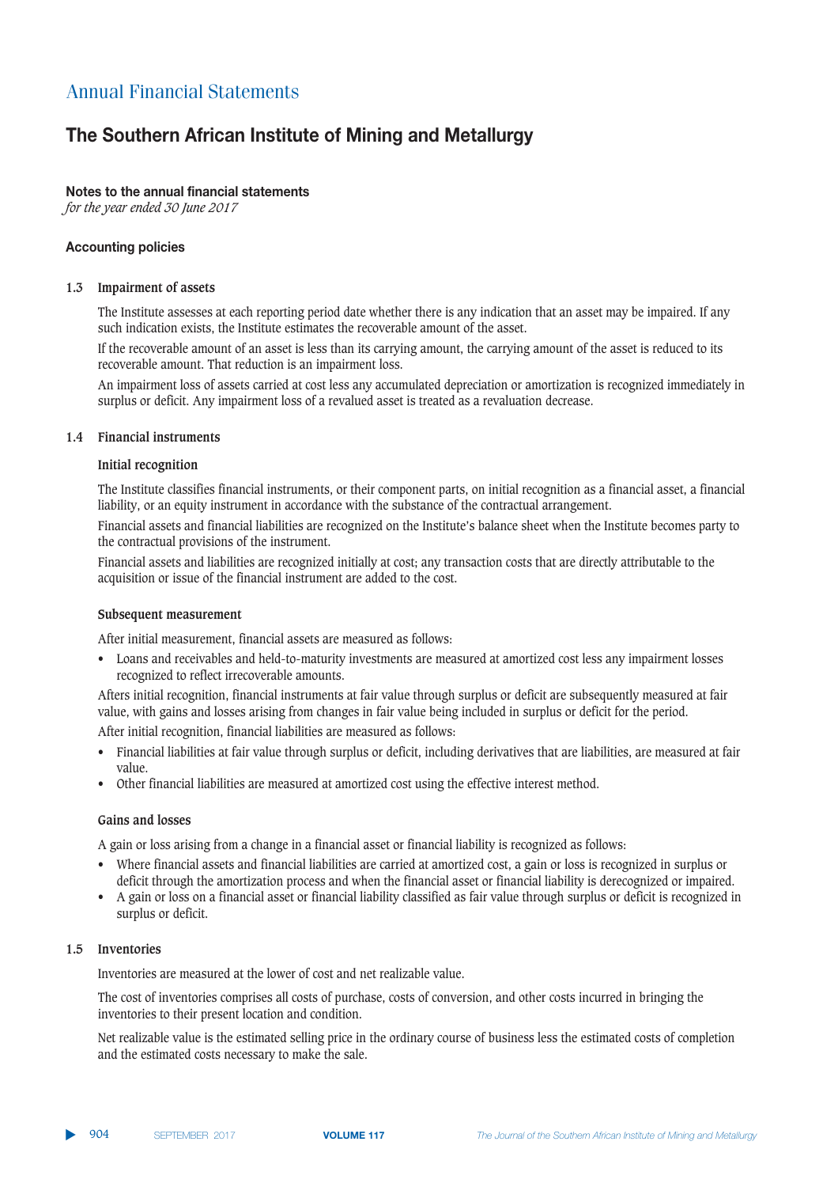# Annual Financial Statements

## The Southern African Institute of Mining and Metallurgy

**Notes to the annual financial statements**
*for the year ended 30 June 2017*

**Accounting policies**

### 1.3 Impairment of assets

The Institute assesses at each reporting period date whether there is any indication that an asset may be impaired. If any such indication exists, the Institute estimates the recoverable amount of the asset.

If the recoverable amount of an asset is less than its carrying amount, the carrying amount of the asset is reduced to its recoverable amount. That reduction is an impairment loss.

An impairment loss of assets carried at cost less any accumulated depreciation or amortization is recognized immediately in surplus or deficit. Any impairment loss of a revalued asset is treated as a revaluation decrease.

### 1.4 Financial instruments

**Initial recognition**

The Institute classifies financial instruments, or their component parts, on initial recognition as a financial asset, a financial liability, or an equity instrument in accordance with the substance of the contractual arrangement.

Financial assets and financial liabilities are recognized on the Institute's balance sheet when the Institute becomes party to the contractual provisions of the instrument.

Financial assets and liabilities are recognized initially at cost; any transaction costs that are directly attributable to the acquisition or issue of the financial instrument are added to the cost.

**Subsequent measurement**

After initial measurement, financial assets are measured as follows:

- Loans and receivables and held-to-maturity investments are measured at amortized cost less any impairment losses recognized to reflect irrecoverable amounts.

Afters initial recognition, financial instruments at fair value through surplus or deficit are subsequently measured at fair value, with gains and losses arising from changes in fair value being included in surplus or deficit for the period.

After initial recognition, financial liabilities are measured as follows:

- Financial liabilities at fair value through surplus or deficit, including derivatives that are liabilities, are measured at fair value.
- Other financial liabilities are measured at amortized cost using the effective interest method.

**Gains and losses**

A gain or loss arising from a change in a financial asset or financial liability is recognized as follows:

- Where financial assets and financial liabilities are carried at amortized cost, a gain or loss is recognized in surplus or deficit through the amortization process and when the financial asset or financial liability is derecognized or impaired.
- A gain or loss on a financial asset or financial liability classified as fair value through surplus or deficit is recognized in surplus or deficit.

### 1.5 Inventories

Inventories are measured at the lower of cost and net realizable value.

The cost of inventories comprises all costs of purchase, costs of conversion, and other costs incurred in bringing the inventories to their present location and condition.

Net realizable value is the estimated selling price in the ordinary course of business less the estimated costs of completion and the estimated costs necessary to make the sale.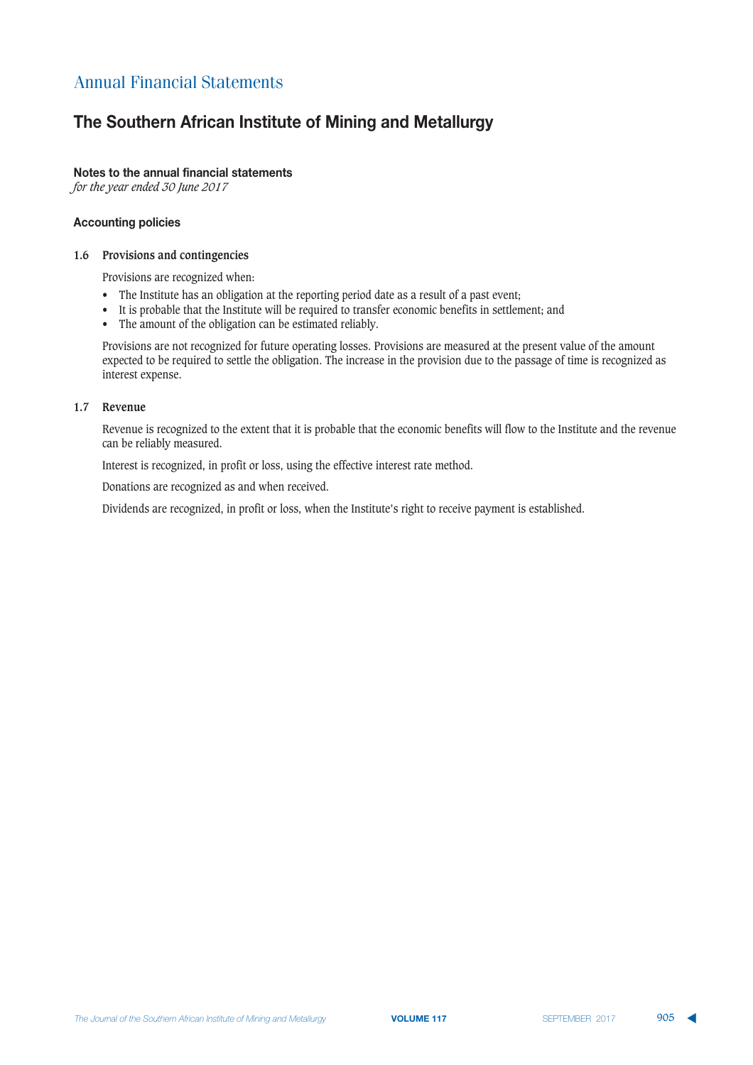# Annual Financial Statements

## The Southern African Institute of Mining and Metallurgy

**Notes to the annual financial statements**
*for the year ended 30 June 2017*

**Accounting policies**

### 1.6 Provisions and contingencies

Provisions are recognized when:

- The Institute has an obligation at the reporting period date as a result of a past event;
- It is probable that the Institute will be required to transfer economic benefits in settlement; and
- The amount of the obligation can be estimated reliably.

Provisions are not recognized for future operating losses. Provisions are measured at the present value of the amount expected to be required to settle the obligation. The increase in the provision due to the passage of time is recognized as interest expense.

### 1.7 Revenue

Revenue is recognized to the extent that it is probable that the economic benefits will flow to the Institute and the revenue can be reliably measured.

Interest is recognized, in profit or loss, using the effective interest rate method.

Donations are recognized as and when received.

Dividends are recognized, in profit or loss, when the Institute's right to receive payment is established.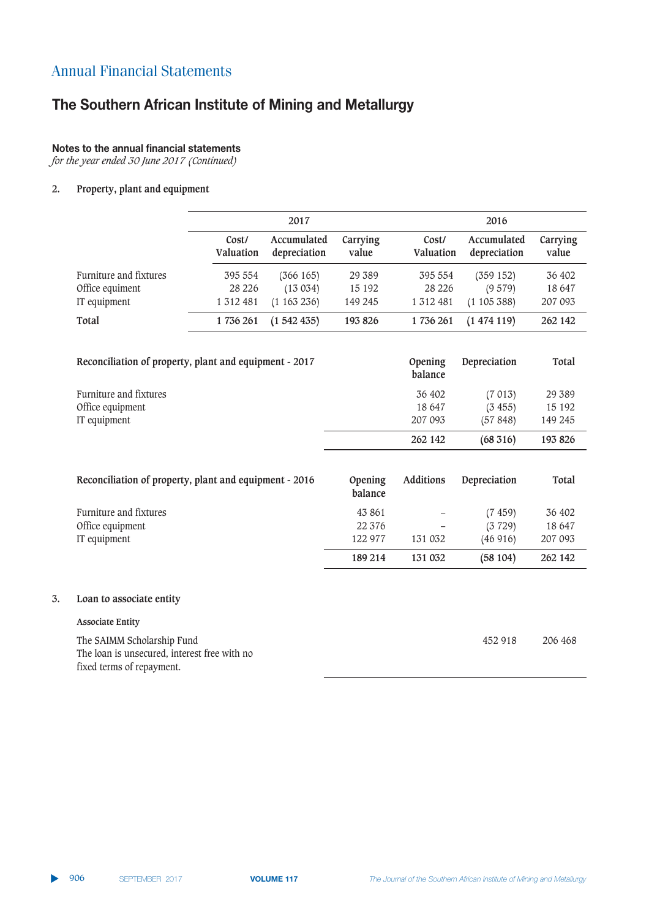## Annual Financial Statements

# The Southern African Institute of Mining and Metallurgy

**Notes to the annual financial statements**
*for the year ended 30 June 2017 (Continued)*

### 2. Property, plant and equipment

| | 2017 | | | 2016 | | |
|---|---|---|---|---|---|---|
| | Cost/ Valuation | Accumulated depreciation | Carrying value | Cost/ Valuation | Accumulated depreciation | Carrying value |
| Furniture and fixtures | 395 554 | (366 165) | 29 389 | 395 554 | (359 152) | 36 402 |
| Office equipment | 28 226 | (13 034) | 15 192 | 28 226 | (9 579) | 18 647 |
| IT equipment | 1 312 481 | (1 163 236) | 149 245 | 1 312 481 | (1 105 388) | 207 093 |
| **Total** | **1 736 261** | **(1 542 435)** | **193 826** | **1 736 261** | **(1 474 119)** | **262 142** |

| Reconciliation of property, plant and equipment - 2017 | Opening balance | Depreciation | Total |
|---|---|---|---|
| Furniture and fixtures | 36 402 | (7 013) | 29 389 |
| Office equipment | 18 647 | (3 455) | 15 192 |
| IT equipment | 207 093 | (57 848) | 149 245 |
| | **262 142** | **(68 316)** | **193 826** |

| Reconciliation of property, plant and equipment - 2016 | Opening balance | Additions | Depreciation | Total |
|---|---|---|---|---|
| Furniture and fixtures | 43 861 | – | (7 459) | 36 402 |
| Office equipment | 22 376 | – | (3 729) | 18 647 |
| IT equipment | 122 977 | 131 032 | (46 916) | 207 093 |
| | **189 214** | **131 032** | **(58 104)** | **262 142** |

### 3. Loan to associate entity

**Associate Entity**

| | | |
|---|---|---|
| The SAIMM Scholarship Fund<br>The loan is unsecured, interest free with no fixed terms of repayment. | 452 918 | 206 468 |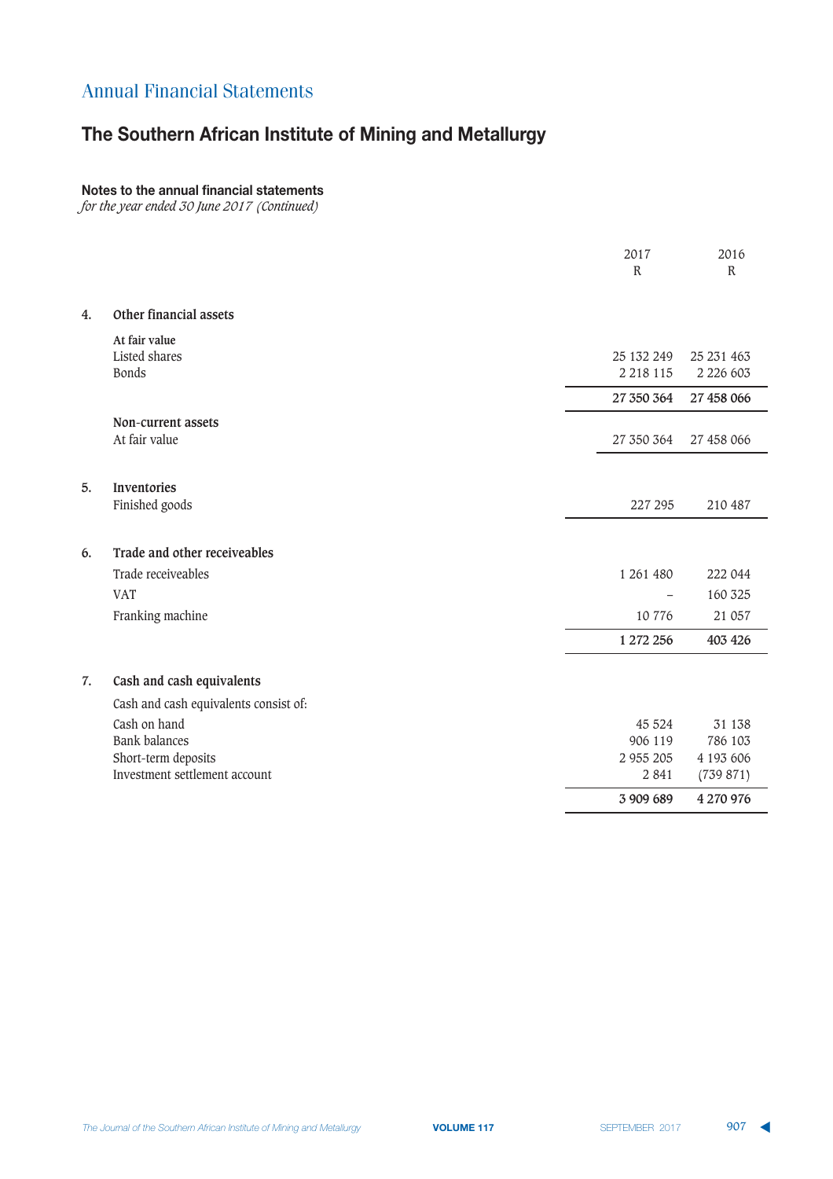# Annual Financial Statements

## The Southern African Institute of Mining and Metallurgy

**Notes to the annual financial statements**
*for the year ended 30 June 2017 (Continued)*

| | | 2017 R | 2016 R |
|---|---|---|---|
| **4.** | **Other financial assets** | | |
| | **At fair value** | | |
| | Listed shares | 25 132 249 | 25 231 463 |
| | Bonds | 2 218 115 | 2 226 603 |
| | | **27 350 364** | **27 458 066** |
| | **Non-current assets** | | |
| | At fair value | 27 350 364 | 27 458 066 |
| **5.** | **Inventories** | | |
| | Finished goods | 227 295 | 210 487 |
| **6.** | **Trade and other receiveables** | | |
| | Trade receiveables | 1 261 480 | 222 044 |
| | VAT | – | 160 325 |
| | Franking machine | 10 776 | 21 057 |
| | | **1 272 256** | **403 426** |
| **7.** | **Cash and cash equivalents** | | |
| | Cash and cash equivalents consist of: | | |
| | Cash on hand | 45 524 | 31 138 |
| | Bank balances | 906 119 | 786 103 |
| | Short-term deposits | 2 955 205 | 4 193 606 |
| | Investment settlement account | 2 841 | (739 871) |
| | | **3 909 689** | **4 270 976** |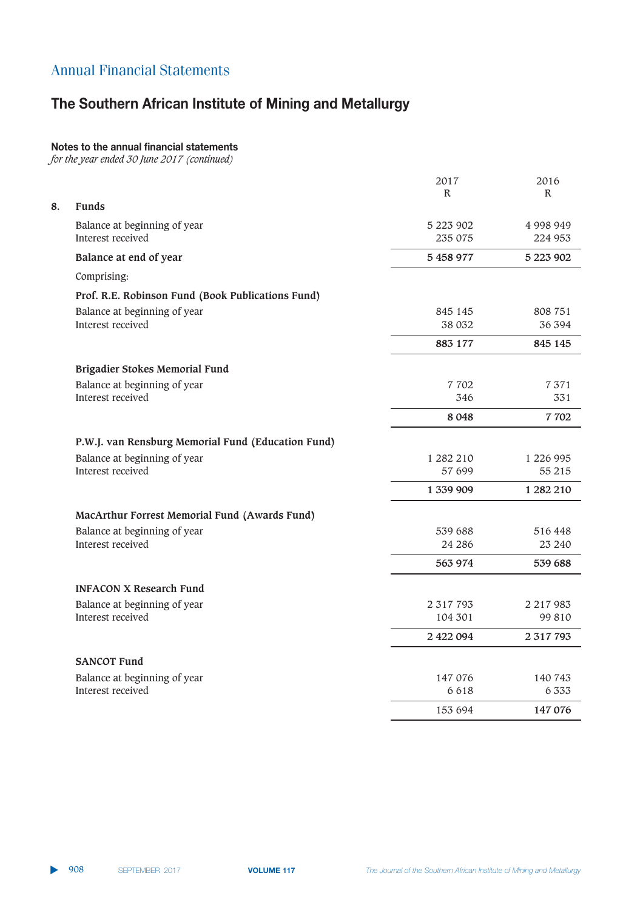# Annual Financial Statements

## The Southern African Institute of Mining and Metallurgy

**Notes to the annual financial statements**
*for the year ended 30 June 2017 (continued)*

| | | 2017 R | 2016 R |
|---|---|---|---|
| **8.** | **Funds** | | |
| | Balance at beginning of year | 5 223 902 | 4 998 949 |
| | Interest received | 235 075 | 224 953 |
| | **Balance at end of year** | **5 458 977** | **5 223 902** |
| | Comprising: | | |
| | **Prof. R.E. Robinson Fund (Book Publications Fund)** | | |
| | Balance at beginning of year | 845 145 | 808 751 |
| | Interest received | 38 032 | 36 394 |
| | | **883 177** | **845 145** |
| | **Brigadier Stokes Memorial Fund** | | |
| | Balance at beginning of year | 7 702 | 7 371 |
| | Interest received | 346 | 331 |
| | | **8 048** | **7 702** |
| | **P.W.J. van Rensburg Memorial Fund (Education Fund)** | | |
| | Balance at beginning of year | 1 282 210 | 1 226 995 |
| | Interest received | 57 699 | 55 215 |
| | | **1 339 909** | **1 282 210** |
| | **MacArthur Forrest Memorial Fund (Awards Fund)** | | |
| | Balance at beginning of year | 539 688 | 516 448 |
| | Interest received | 24 286 | 23 240 |
| | | **563 974** | **539 688** |
| | **INFACON X Research Fund** | | |
| | Balance at beginning of year | 2 317 793 | 2 217 983 |
| | Interest received | 104 301 | 99 810 |
| | | **2 422 094** | **2 317 793** |
| | **SANCOT Fund** | | |
| | Balance at beginning of year | 147 076 | 140 743 |
| | Interest received | 6 618 | 6 333 |
| | | 153 694 | **147 076** |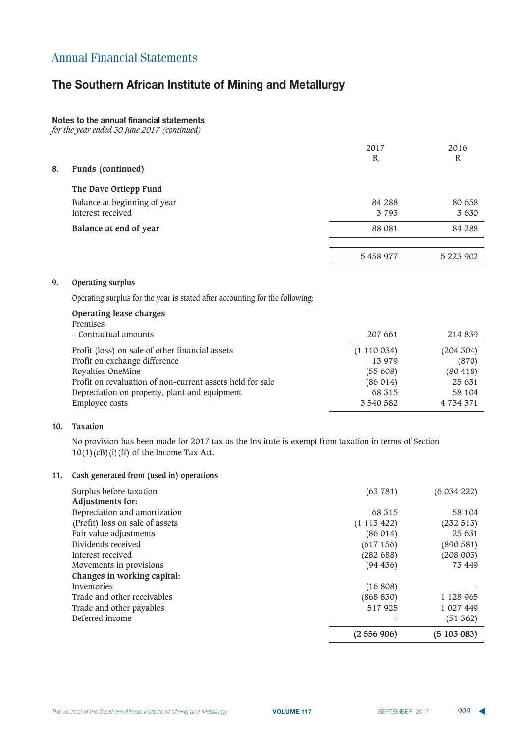## Annual Financial Statements

# The Southern African Institute of Mining and Metallurgy

**Notes to the annual financial statements**
*for the year ended 30 June 2017 (continued)*

| | 2017 R | 2016 R |
|---|---|---|
| **8. Funds (continued)** | | |
| **The Dave Ortlepp Fund** | | |
| Balance at beginning of year | 84 288 | 80 658 |
| Interest received | 3 793 | 3 630 |
| **Balance at end of year** | 88 081 | 84 288 |
| | 5 458 977 | 5 223 902 |

**9. Operating surplus**

Operating surplus for the year is stated after accounting for the following:

| | 2017 R | 2016 R |
|---|---|---|
| **Operating lease charges** | | |
| Premises | | |
| – Contractual amounts | 207 661 | 214 839 |
| Profit (loss) on sale of other financial assets | (1 110 034) | (204 304) |
| Profit on exchange difference | 13 979 | (870) |
| Royalties OneMine | (55 608) | (80 418) |
| Profit on revaluation of non-current assets held for sale | (86 014) | 25 631 |
| Depreciation on property, plant and equipment | 68 315 | 58 104 |
| Employee costs | 3 540 582 | 4 734 371 |

**10. Taxation**

No provision has been made for 2017 tax as the Institute is exempt from taxation in terms of Section 10(1)(cB)(i)(ff) of the Income Tax Act.

**11. Cash generated from (used in) operations**

| | 2017 R | 2016 R |
|---|---|---|
| Surplus before taxation | (63 781) | (6 034 222) |
| **Adjustments for:** | | |
| Depreciation and amortization | 68 315 | 58 104 |
| (Profit) loss on sale of assets | (1 113 422) | (232 513) |
| Fair value adjustments | (86 014) | 25 631 |
| Dividends received | (617 156) | (890 581) |
| Interest received | (282 688) | (208 003) |
| Movements in provisions | (94 436) | 73 449 |
| **Changes in working capital:** | | |
| Inventories | (16 808) | - |
| Trade and other receivables | (868 830) | 1 128 965 |
| Trade and other payables | 517 925 | 1 027 449 |
| Deferred income | – | (51 362) |
| | (2 556 906) | (5 103 083) |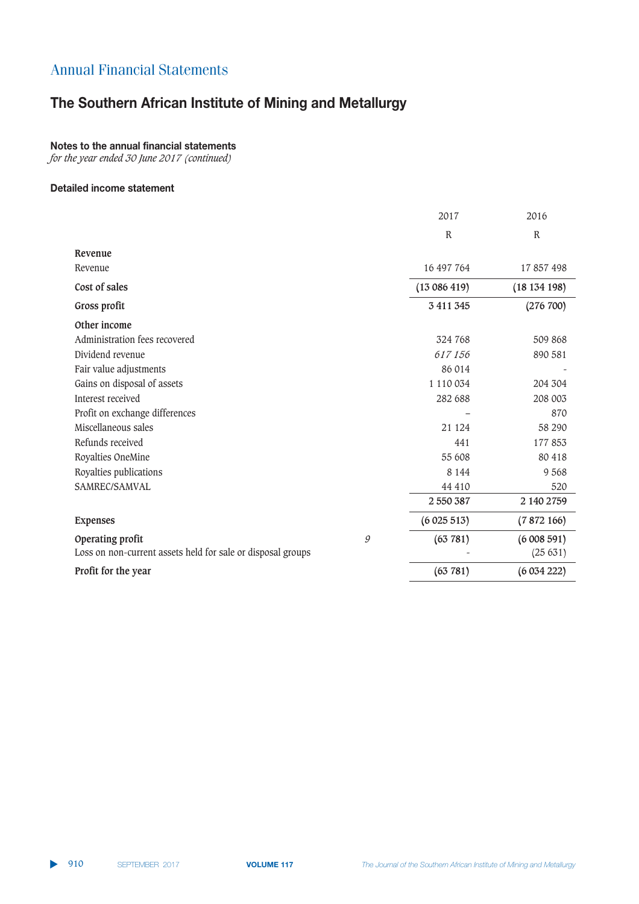# Annual Financial Statements

## The Southern African Institute of Mining and Metallurgy

**Notes to the annual financial statements**
*for the year ended 30 June 2017 (continued)*

**Detailed income statement**

| | | 2017 | 2016 |
|---|---|---|---|
| | | R | R |
| **Revenue** | | | |
| Revenue | | 16 497 764 | 17 857 498 |
| **Cost of sales** | | **(13 086 419)** | **(18 134 198)** |
| **Gross profit** | | **3 411 345** | **(276 700)** |
| **Other income** | | | |
| Administration fees recovered | | 324 768 | 509 868 |
| Dividend revenue | | *617 156* | 890 581 |
| Fair value adjustments | | 86 014 | - |
| Gains on disposal of assets | | 1 110 034 | 204 304 |
| Interest received | | 282 688 | 208 003 |
| Profit on exchange differences | | – | 870 |
| Miscellaneous sales | | 21 124 | 58 290 |
| Refunds received | | 441 | 177 853 |
| Royalties OneMine | | 55 608 | 80 418 |
| Royalties publications | | 8 144 | 9 568 |
| SAMREC/SAMVAL | | 44 410 | 520 |
| | | **2 550 387** | **2 140 2759** |
| **Expenses** | | **(6 025 513)** | **(7 872 166)** |
| **Operating profit** | *9* | **(63 781)** | **(6 008 591)** |
| Loss on non-current assets held for sale or disposal groups | | - | (25 631) |
| **Profit for the year** | | **(63 781)** | **(6 034 222)** |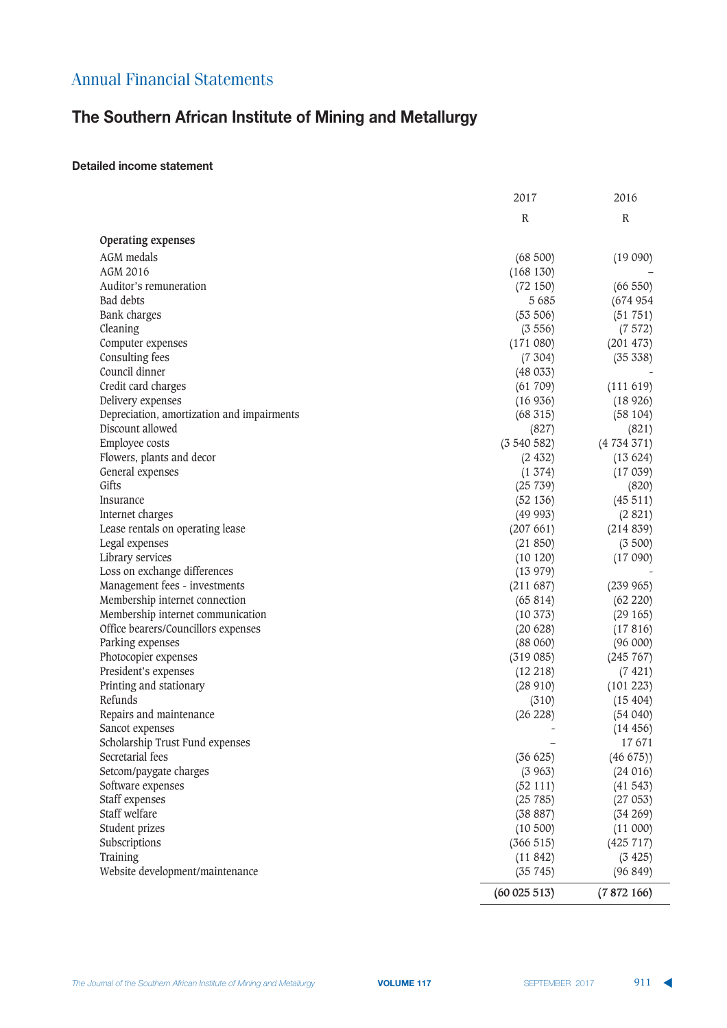# Annual Financial Statements

## The Southern African Institute of Mining and Metallurgy

### Detailed income statement

| | 2017 | 2016 |
|---|---|---|
| | R | R |
| **Operating expenses** | | |
| AGM medals | (68 500) | (19 090) |
| AGM 2016 | (168 130) | – |
| Auditor's remuneration | (72 150) | (66 550) |
| Bad debts | 5 685 | (674 954 |
| Bank charges | (53 506) | (51 751) |
| Cleaning | (3 556) | (7 572) |
| Computer expenses | (171 080) | (201 473) |
| Consulting fees | (7 304) | (35 338) |
| Council dinner | (48 033) | - |
| Credit card charges | (61 709) | (111 619) |
| Delivery expenses | (16 936) | (18 926) |
| Depreciation, amortization and impairments | (68 315) | (58 104) |
| Discount allowed | (827) | (821) |
| Employee costs | (3 540 582) | (4 734 371) |
| Flowers, plants and decor | (2 432) | (13 624) |
| General expenses | (1 374) | (17 039) |
| Gifts | (25 739) | (820) |
| Insurance | (52 136) | (45 511) |
| Internet charges | (49 993) | (2 821) |
| Lease rentals on operating lease | (207 661) | (214 839) |
| Legal expenses | (21 850) | (3 500) |
| Library services | (10 120) | (17 090) |
| Loss on exchange differences | (13 979) | - |
| Management fees - investments | (211 687) | (239 965) |
| Membership internet connection | (65 814) | (62 220) |
| Membership internet communication | (10 373) | (29 165) |
| Office bearers/Councillors expenses | (20 628) | (17 816) |
| Parking expenses | (88 060) | (96 000) |
| Photocopier expenses | (319 085) | (245 767) |
| President's expenses | (12 218) | (7 421) |
| Printing and stationary | (28 910) | (101 223) |
| Refunds | (310) | (15 404) |
| Repairs and maintenance | (26 228) | (54 040) |
| Sancot expenses | - | (14 456) |
| Scholarship Trust Fund expenses | – | 17 671 |
| Secretarial fees | (36 625) | (46 675)) |
| Setcom/paygate charges | (3 963) | (24 016) |
| Software expenses | (52 111) | (41 543) |
| Staff expenses | (25 785) | (27 053) |
| Staff welfare | (38 887) | (34 269) |
| Student prizes | (10 500) | (11 000) |
| Subscriptions | (366 515) | (425 717) |
| Training | (11 842) | (3 425) |
| Website development/maintenance | (35 745) | (96 849) |
| | **(60 025 513)** | **(7 872 166)** |